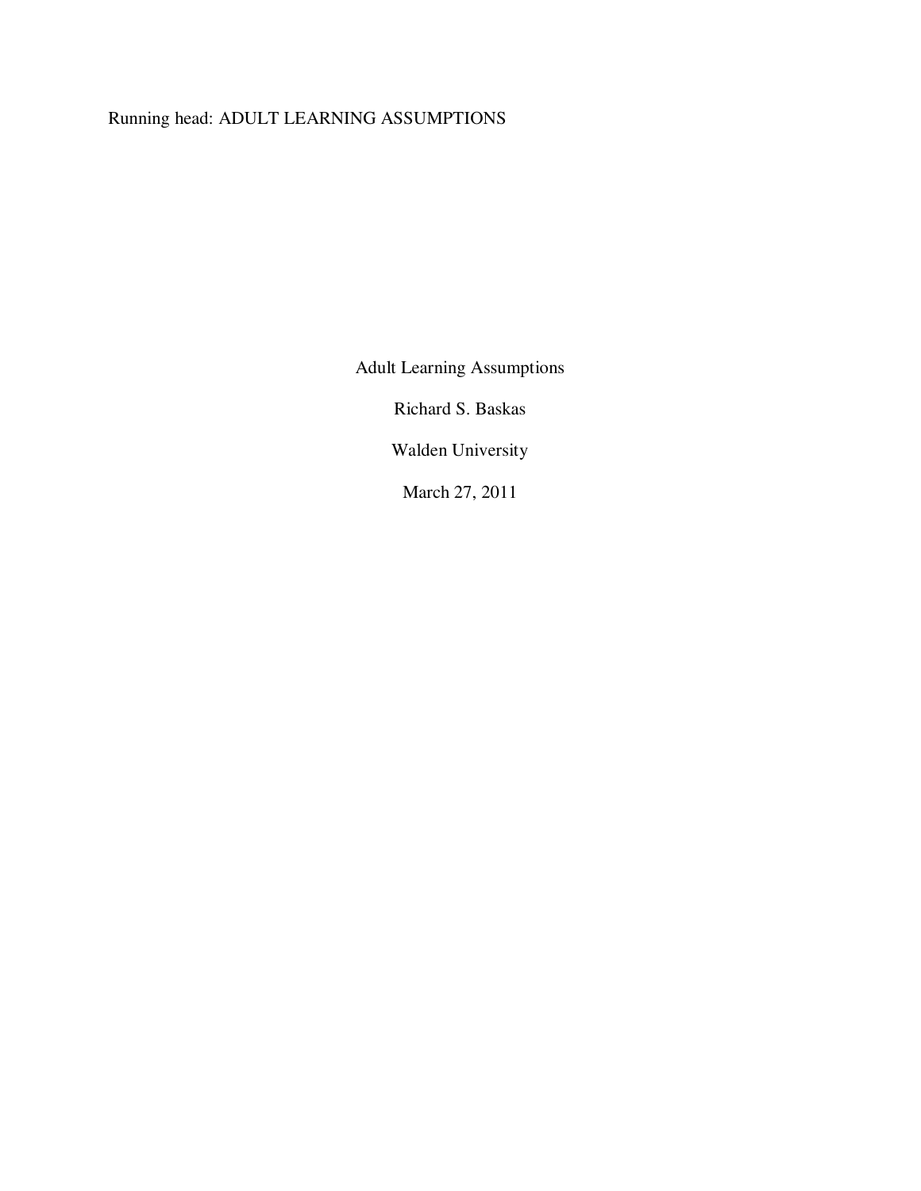# Adult Learning Assumptions

Richard S. Baskas

Walden University

March 27, 2011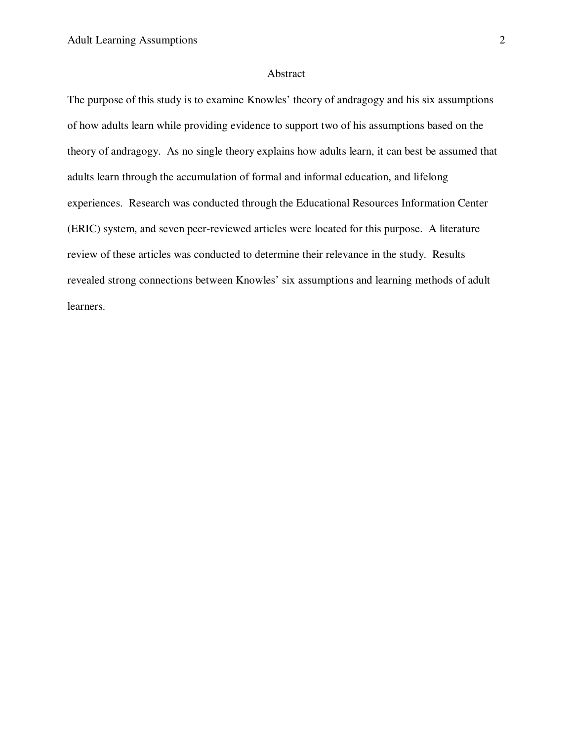## Abstract

The purpose of this study is to examine Knowles' theory of andragogy and his six assumptions of how adults learn while providing evidence to support two of his assumptions based on the theory of andragogy. As no single theory explains how adults learn, it can best be assumed that adults learn through the accumulation of formal and informal education, and lifelong experiences. Research was conducted through the Educational Resources Information Center (ERIC) system, and seven peer-reviewed articles were located for this purpose. A literature review of these articles was conducted to determine their relevance in the study. Results revealed strong connections between Knowles' six assumptions and learning methods of adult learners.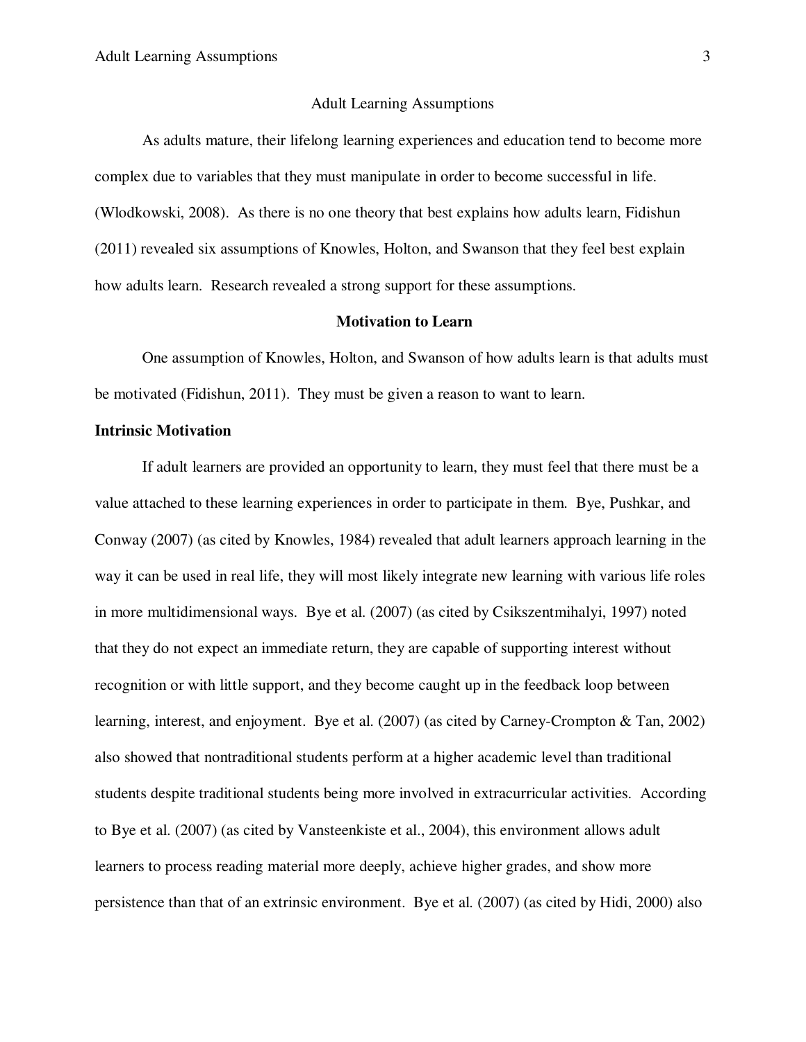# Adult Learning Assumptions

As adults mature, their lifelong learning experiences and education tend to become more complex due to variables that they must manipulate in order to become successful in life. (Wlodkowski, 2008). As there is no one theory that best explains how adults learn, Fidishun (2011) revealed six assumptions of Knowles, Holton, and Swanson that they feel best explain how adults learn. Research revealed a strong support for these assumptions.

## Motivation to Learn

One assumption of Knowles, Holton, and Swanson of how adults learn is that adults must be motivated (Fidishun, 2011). They must be given a reason to want to learn.

### Intrinsic Motivation

If adult learners are provided an opportunity to learn, they must feel that there must be a value attached to these learning experiences in order to participate in them. Bye, Pushkar, and Conway (2007) (as cited by Knowles, 1984) revealed that adult learners approach learning in the way it can be used in real life, they will most likely integrate new learning with various life roles in more multidimensional ways. Bye et al. (2007) (as cited by Csikszentmihalyi, 1997) noted that they do not expect an immediate return, they are capable of supporting interest without recognition or with little support, and they become caught up in the feedback loop between learning, interest, and enjoyment. Bye et al. (2007) (as cited by Carney-Crompton & Tan, 2002) also showed that nontraditional students perform at a higher academic level than traditional students despite traditional students being more involved in extracurricular activities. According to Bye et al. (2007) (as cited by Vansteenkiste et al., 2004), this environment allows adult learners to process reading material more deeply, achieve higher grades, and show more persistence than that of an extrinsic environment. Bye et al. (2007) (as cited by Hidi, 2000) also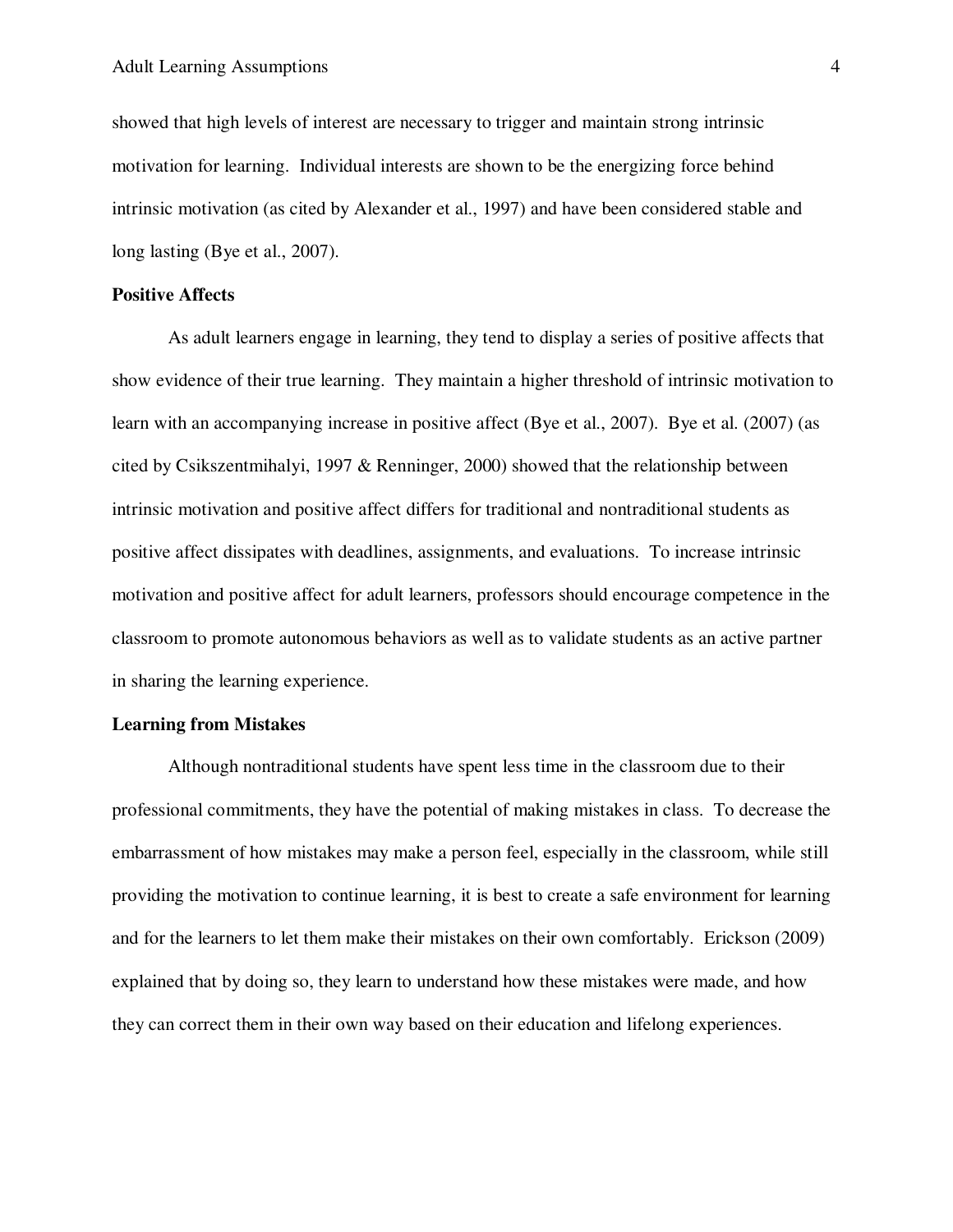showed that high levels of interest are necessary to trigger and maintain strong intrinsic motivation for learning. Individual interests are shown to be the energizing force behind intrinsic motivation (as cited by Alexander et al., 1997) and have been considered stable and long lasting (Bye et al., 2007).

**Positive Affects**

As adult learners engage in learning, they tend to display a series of positive affects that show evidence of their true learning. They maintain a higher threshold of intrinsic motivation to learn with an accompanying increase in positive affect (Bye et al., 2007). Bye et al. (2007) (as cited by Csikszentmihalyi, 1997 & Renninger, 2000) showed that the relationship between intrinsic motivation and positive affect differs for traditional and nontraditional students as positive affect dissipates with deadlines, assignments, and evaluations. To increase intrinsic motivation and positive affect for adult learners, professors should encourage competence in the classroom to promote autonomous behaviors as well as to validate students as an active partner in sharing the learning experience.

**Learning from Mistakes**

Although nontraditional students have spent less time in the classroom due to their professional commitments, they have the potential of making mistakes in class. To decrease the embarrassment of how mistakes may make a person feel, especially in the classroom, while still providing the motivation to continue learning, it is best to create a safe environment for learning and for the learners to let them make their mistakes on their own comfortably. Erickson (2009) explained that by doing so, they learn to understand how these mistakes were made, and how they can correct them in their own way based on their education and lifelong experiences.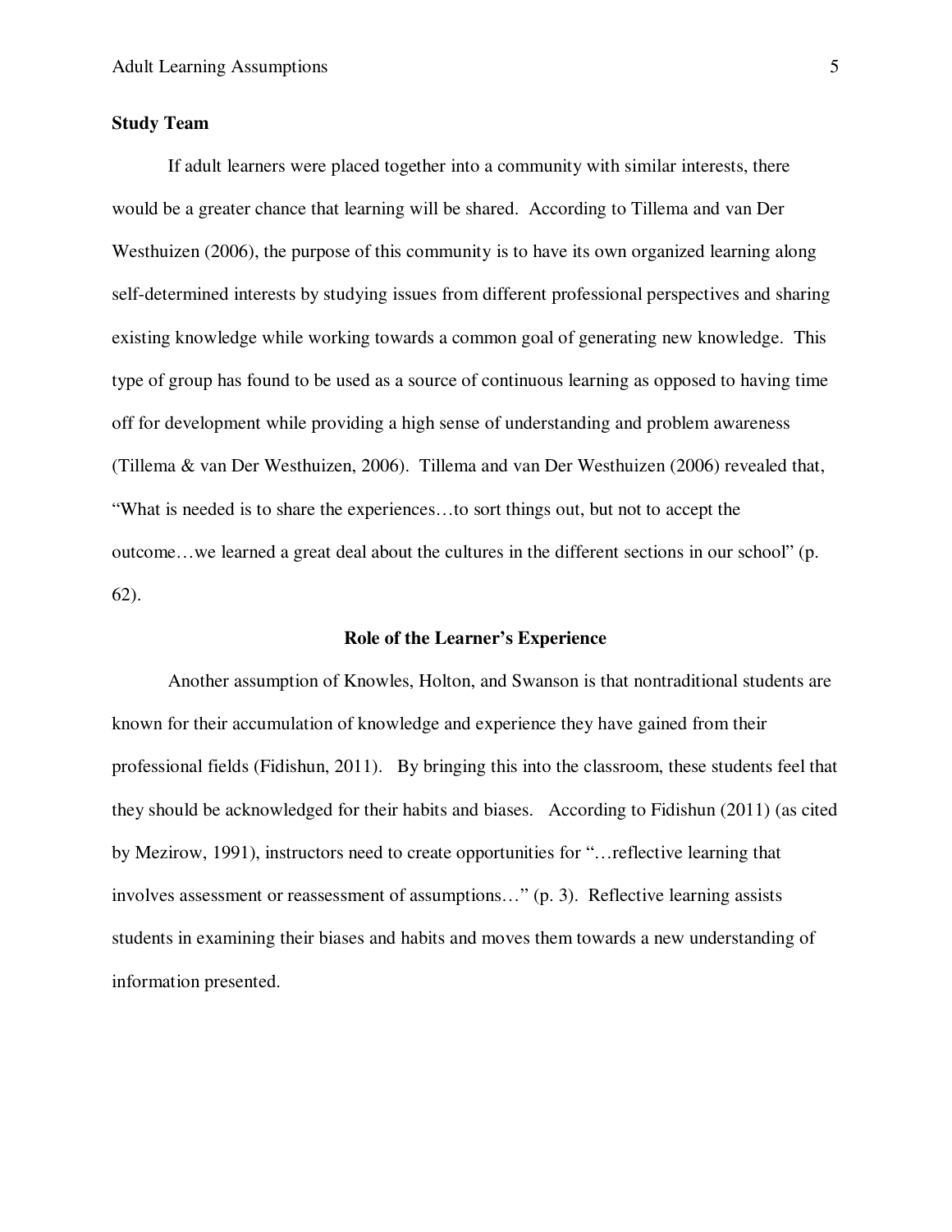**Study Team**

If adult learners were placed together into a community with similar interests, there would be a greater chance that learning will be shared. According to Tillema and van Der Westhuizen (2006), the purpose of this community is to have its own organized learning along self-determined interests by studying issues from different professional perspectives and sharing existing knowledge while working towards a common goal of generating new knowledge. This type of group has found to be used as a source of continuous learning as opposed to having time off for development while providing a high sense of understanding and problem awareness (Tillema & van Der Westhuizen, 2006). Tillema and van Der Westhuizen (2006) revealed that, "What is needed is to share the experiences…to sort things out, but not to accept the outcome…we learned a great deal about the cultures in the different sections in our school" (p. 62).

## Role of the Learner's Experience

Another assumption of Knowles, Holton, and Swanson is that nontraditional students are known for their accumulation of knowledge and experience they have gained from their professional fields (Fidishun, 2011). By bringing this into the classroom, these students feel that they should be acknowledged for their habits and biases. According to Fidishun (2011) (as cited by Mezirow, 1991), instructors need to create opportunities for "…reflective learning that involves assessment or reassessment of assumptions…" (p. 3). Reflective learning assists students in examining their biases and habits and moves them towards a new understanding of information presented.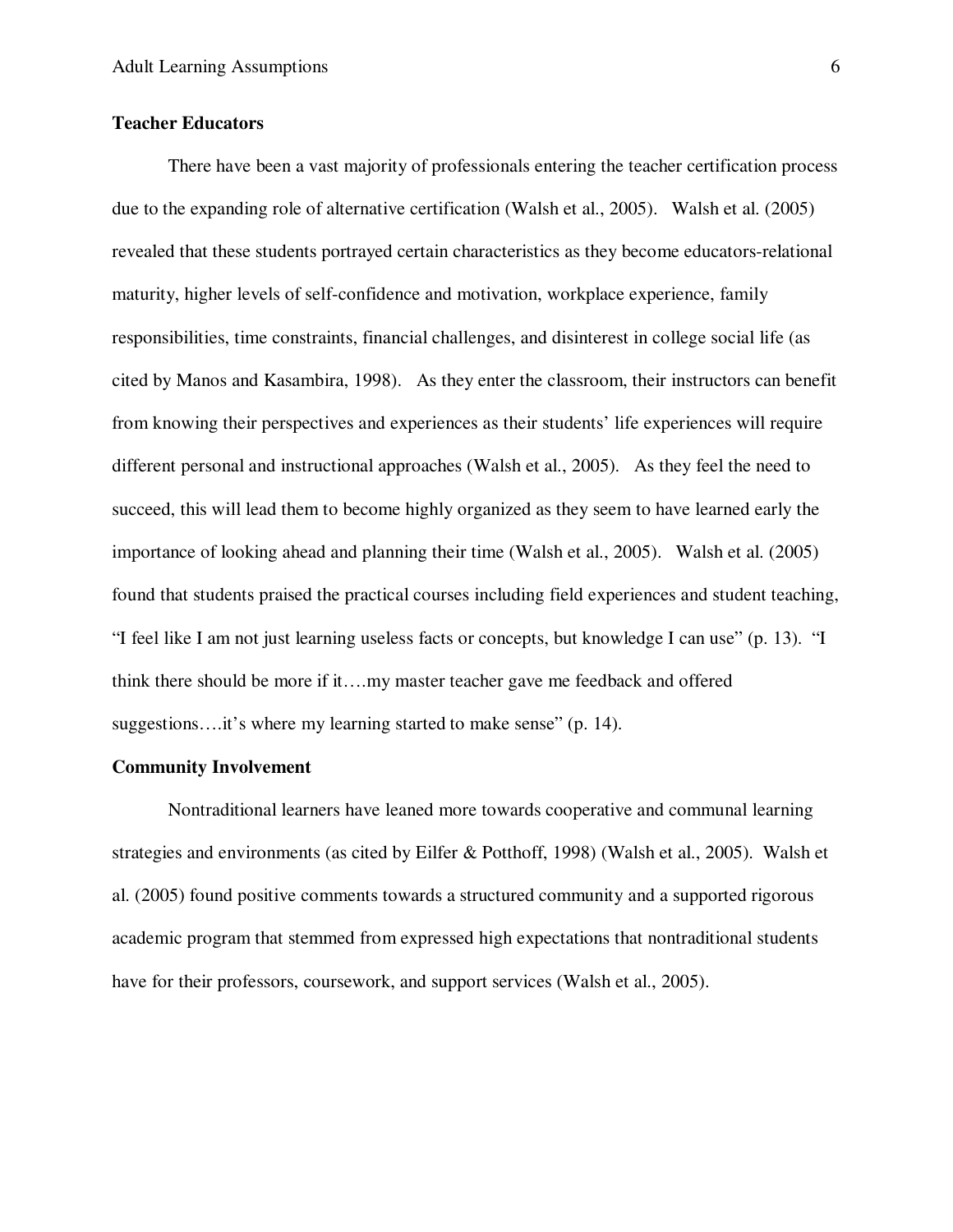**Teacher Educators**

There have been a vast majority of professionals entering the teacher certification process due to the expanding role of alternative certification (Walsh et al., 2005). Walsh et al. (2005) revealed that these students portrayed certain characteristics as they become educators-relational maturity, higher levels of self-confidence and motivation, workplace experience, family responsibilities, time constraints, financial challenges, and disinterest in college social life (as cited by Manos and Kasambira, 1998). As they enter the classroom, their instructors can benefit from knowing their perspectives and experiences as their students' life experiences will require different personal and instructional approaches (Walsh et al., 2005). As they feel the need to succeed, this will lead them to become highly organized as they seem to have learned early the importance of looking ahead and planning their time (Walsh et al., 2005). Walsh et al. (2005) found that students praised the practical courses including field experiences and student teaching, "I feel like I am not just learning useless facts or concepts, but knowledge I can use" (p. 13). "I think there should be more if it….my master teacher gave me feedback and offered suggestions….it's where my learning started to make sense" (p. 14).

**Community Involvement**

Nontraditional learners have leaned more towards cooperative and communal learning strategies and environments (as cited by Eilfer & Potthoff, 1998) (Walsh et al., 2005). Walsh et al. (2005) found positive comments towards a structured community and a supported rigorous academic program that stemmed from expressed high expectations that nontraditional students have for their professors, coursework, and support services (Walsh et al., 2005).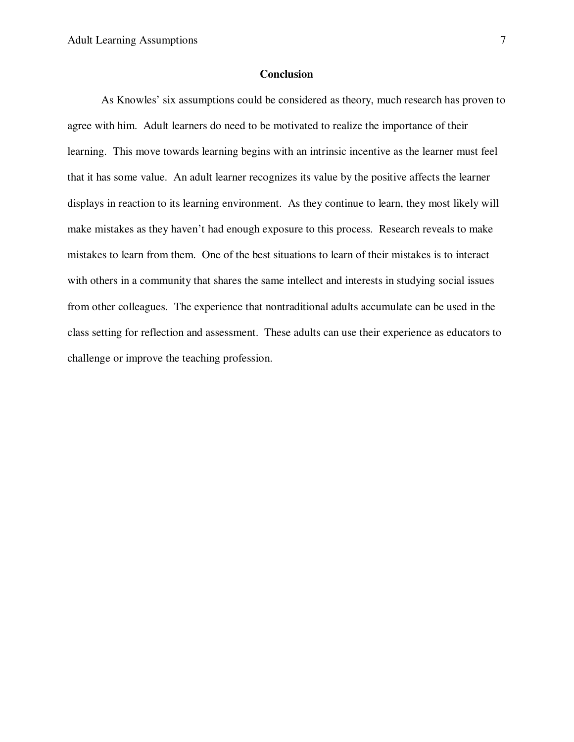## Conclusion

As Knowles' six assumptions could be considered as theory, much research has proven to agree with him. Adult learners do need to be motivated to realize the importance of their learning. This move towards learning begins with an intrinsic incentive as the learner must feel that it has some value. An adult learner recognizes its value by the positive affects the learner displays in reaction to its learning environment. As they continue to learn, they most likely will make mistakes as they haven't had enough exposure to this process. Research reveals to make mistakes to learn from them. One of the best situations to learn of their mistakes is to interact with others in a community that shares the same intellect and interests in studying social issues from other colleagues. The experience that nontraditional adults accumulate can be used in the class setting for reflection and assessment. These adults can use their experience as educators to challenge or improve the teaching profession.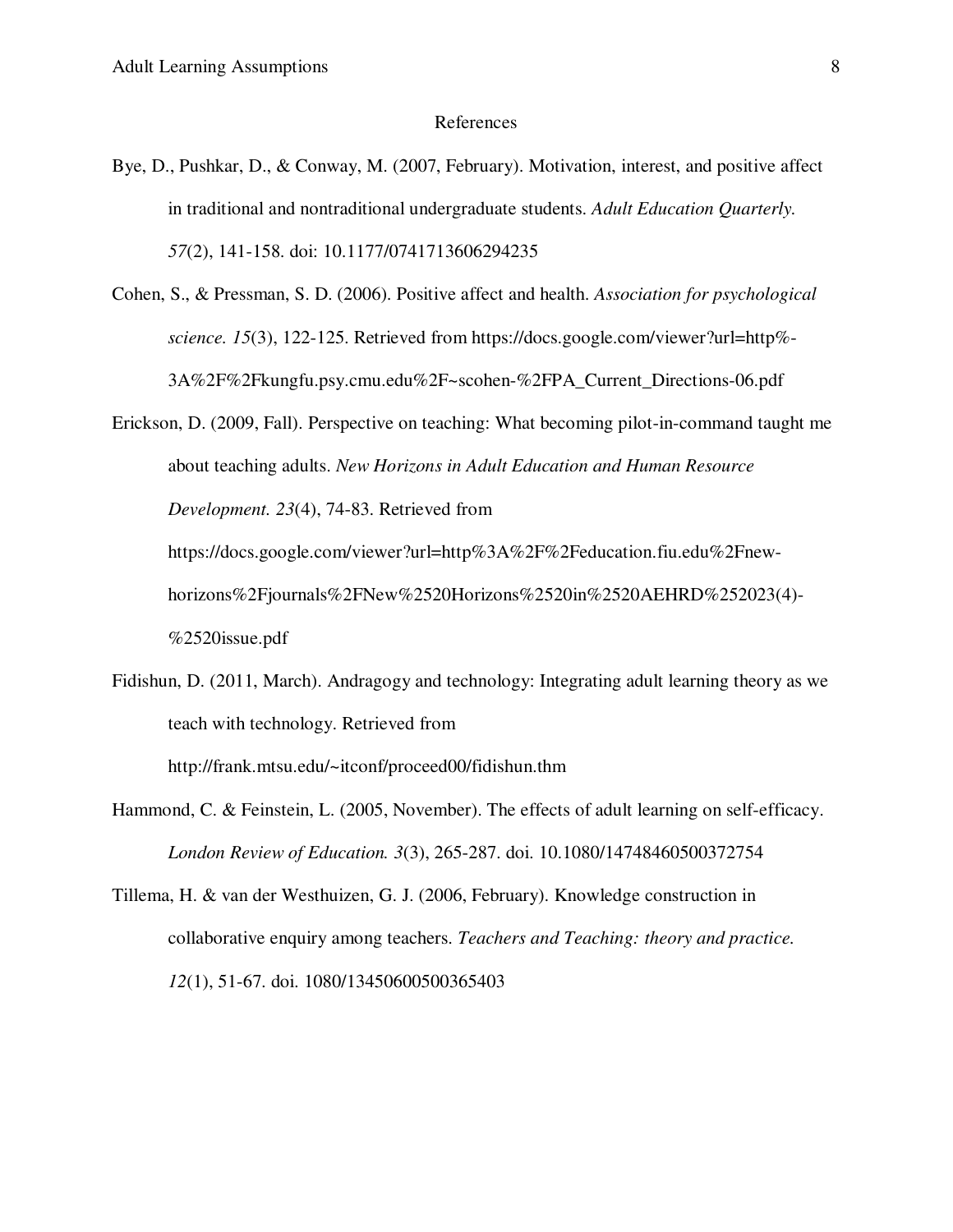# References

Bye, D., Pushkar, D., & Conway, M. (2007, February). Motivation, interest, and positive affect in traditional and nontraditional undergraduate students. *Adult Education Quarterly. 57*(2), 141-158. doi: 10.1177/0741713606294235

Cohen, S., & Pressman, S. D. (2006). Positive affect and health. *Association for psychological science. 15*(3), 122-125. Retrieved from https://docs.google.com/viewer?url=http%-3A%2F%2Fkungfu.psy.cmu.edu%2F~scohen-%2FPA_Current_Directions-06.pdf

Erickson, D. (2009, Fall). Perspective on teaching: What becoming pilot-in-command taught me about teaching adults. *New Horizons in Adult Education and Human Resource Development. 23*(4), 74-83. Retrieved from https://docs.google.com/viewer?url=http%3A%2F%2Feducation.fiu.edu%2Fnew-horizons%2Fjournals%2FNew%2520Horizons%2520in%2520AEHRD%252023(4)-%2520issue.pdf

Fidishun, D. (2011, March). Andragogy and technology: Integrating adult learning theory as we teach with technology. Retrieved from http://frank.mtsu.edu/~itconf/proceed00/fidishun.thm

Hammond, C. & Feinstein, L. (2005, November). The effects of adult learning on self-efficacy. *London Review of Education. 3*(3), 265-287. doi. 10.1080/14748460500372754

Tillema, H. & van der Westhuizen, G. J. (2006, February). Knowledge construction in collaborative enquiry among teachers. *Teachers and Teaching: theory and practice. 12*(1), 51-67. doi. 1080/13450600500365403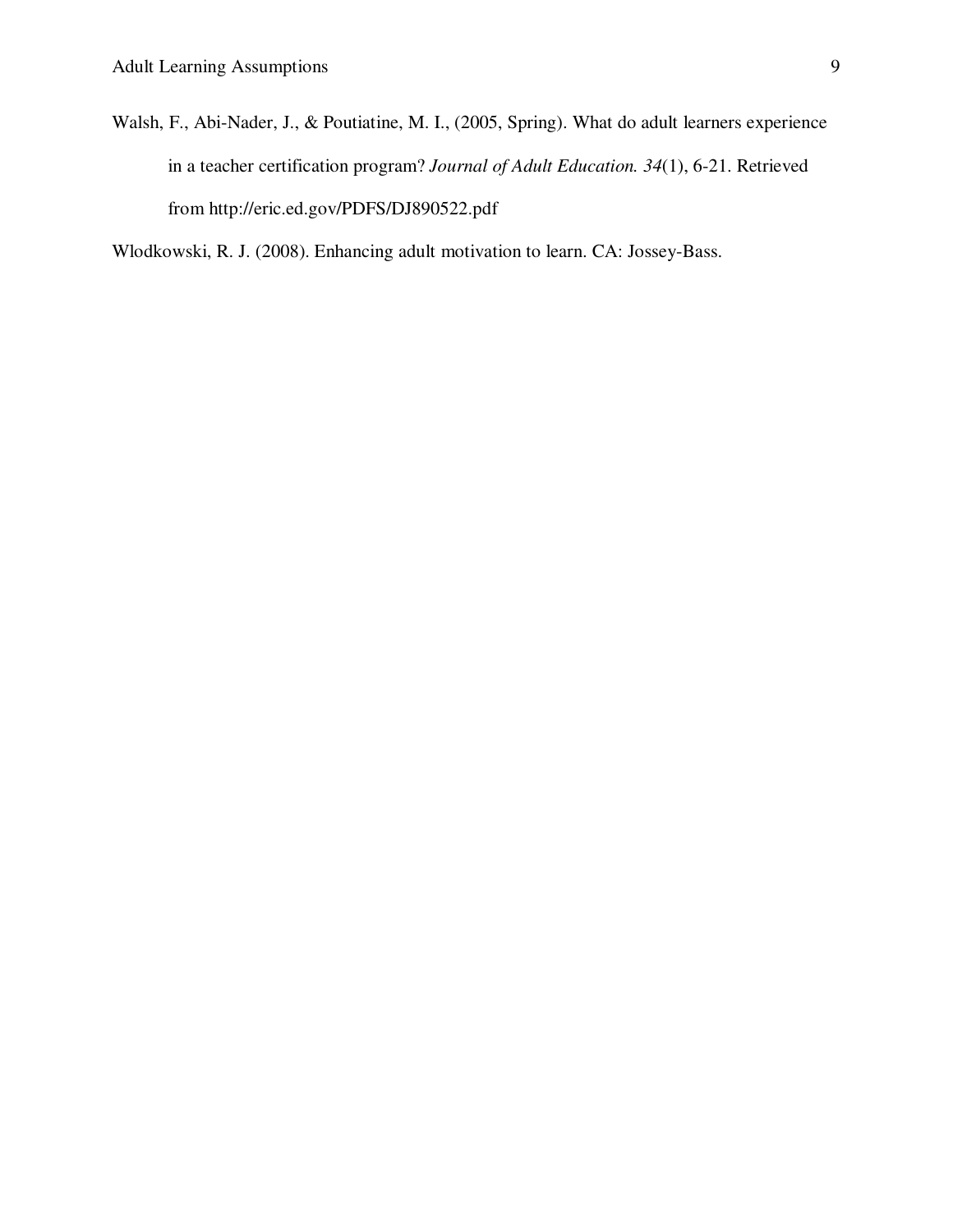Walsh, F., Abi-Nader, J., & Poutiatine, M. I., (2005, Spring). What do adult learners experience in a teacher certification program? *Journal of Adult Education. 34*(1), 6-21. Retrieved from http://eric.ed.gov/PDFS/DJ890522.pdf

Wlodkowski, R. J. (2008). Enhancing adult motivation to learn. CA: Jossey-Bass.